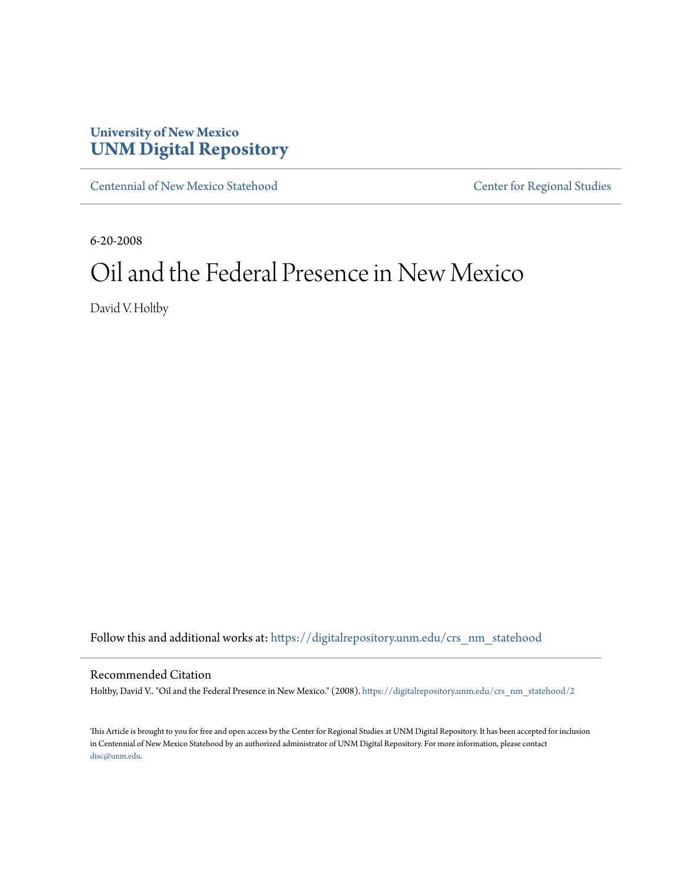**University of New Mexico**
**UNM Digital Repository**

Centennial of New Mexico Statehood

Center for Regional Studies

6-20-2008

# Oil and the Federal Presence in New Mexico

David V. Holtby

Follow this and additional works at: https://digitalrepository.unm.edu/crs_nm_statehood

## Recommended Citation

Holtby, David V.. "Oil and the Federal Presence in New Mexico." (2008). https://digitalrepository.unm.edu/crs_nm_statehood/2

This Article is brought to you for free and open access by the Center for Regional Studies at UNM Digital Repository. It has been accepted for inclusion in Centennial of New Mexico Statehood by an authorized administrator of UNM Digital Repository. For more information, please contact disc@unm.edu.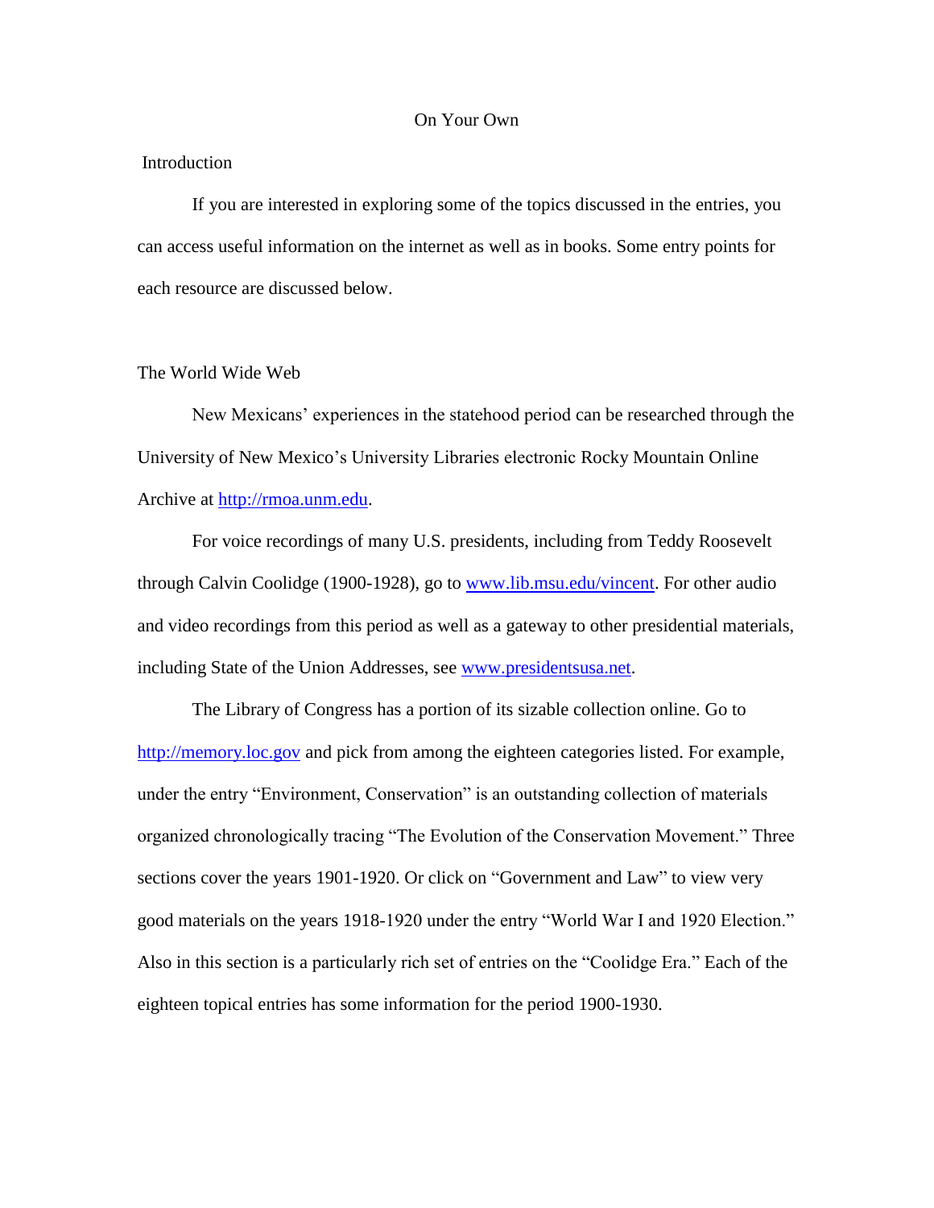# On Your Own

## Introduction

If you are interested in exploring some of the topics discussed in the entries, you can access useful information on the internet as well as in books. Some entry points for each resource are discussed below.

## The World Wide Web

New Mexicans' experiences in the statehood period can be researched through the University of New Mexico's University Libraries electronic Rocky Mountain Online Archive at [http://rmoa.unm.edu](http://rmoa.unm.edu).

For voice recordings of many U.S. presidents, including from Teddy Roosevelt through Calvin Coolidge (1900-1928), go to [www.lib.msu.edu/vincent](www.lib.msu.edu/vincent). For other audio and video recordings from this period as well as a gateway to other presidential materials, including State of the Union Addresses, see [www.presidentsusa.net](www.presidentsusa.net).

The Library of Congress has a portion of its sizable collection online. Go to [http://memory.loc.gov](http://memory.loc.gov) and pick from among the eighteen categories listed. For example, under the entry "Environment, Conservation" is an outstanding collection of materials organized chronologically tracing "The Evolution of the Conservation Movement." Three sections cover the years 1901-1920. Or click on "Government and Law" to view very good materials on the years 1918-1920 under the entry "World War I and 1920 Election." Also in this section is a particularly rich set of entries on the "Coolidge Era." Each of the eighteen topical entries has some information for the period 1900-1930.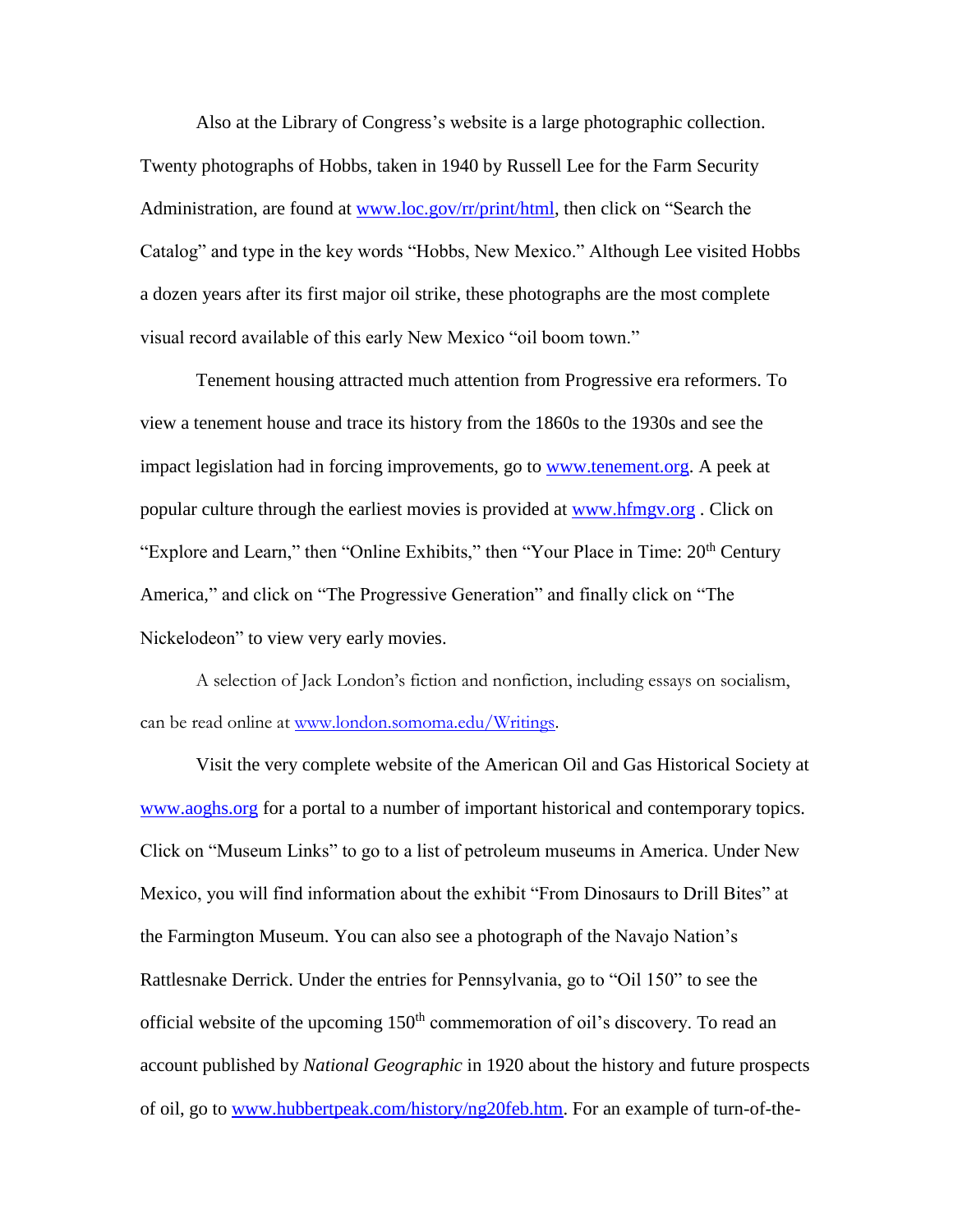Also at the Library of Congress's website is a large photographic collection. Twenty photographs of Hobbs, taken in 1940 by Russell Lee for the Farm Security Administration, are found at www.loc.gov/rr/print/html, then click on "Search the Catalog" and type in the key words "Hobbs, New Mexico." Although Lee visited Hobbs a dozen years after its first major oil strike, these photographs are the most complete visual record available of this early New Mexico "oil boom town."

Tenement housing attracted much attention from Progressive era reformers. To view a tenement house and trace its history from the 1860s to the 1930s and see the impact legislation had in forcing improvements, go to www.tenement.org. A peek at popular culture through the earliest movies is provided at www.hfmgv.org . Click on "Explore and Learn," then "Online Exhibits," then "Your Place in Time: 20th Century America," and click on "The Progressive Generation" and finally click on "The Nickelodeon" to view very early movies.

A selection of Jack London's fiction and nonfiction, including essays on socialism, can be read online at www.london.somoma.edu/Writings.

Visit the very complete website of the American Oil and Gas Historical Society at www.aoghs.org for a portal to a number of important historical and contemporary topics. Click on "Museum Links" to go to a list of petroleum museums in America. Under New Mexico, you will find information about the exhibit "From Dinosaurs to Drill Bites" at the Farmington Museum. You can also see a photograph of the Navajo Nation's Rattlesnake Derrick. Under the entries for Pennsylvania, go to "Oil 150" to see the official website of the upcoming 150th commemoration of oil's discovery. To read an account published by *National Geographic* in 1920 about the history and future prospects of oil, go to www.hubbertpeak.com/history/ng20feb.htm. For an example of turn-of-the-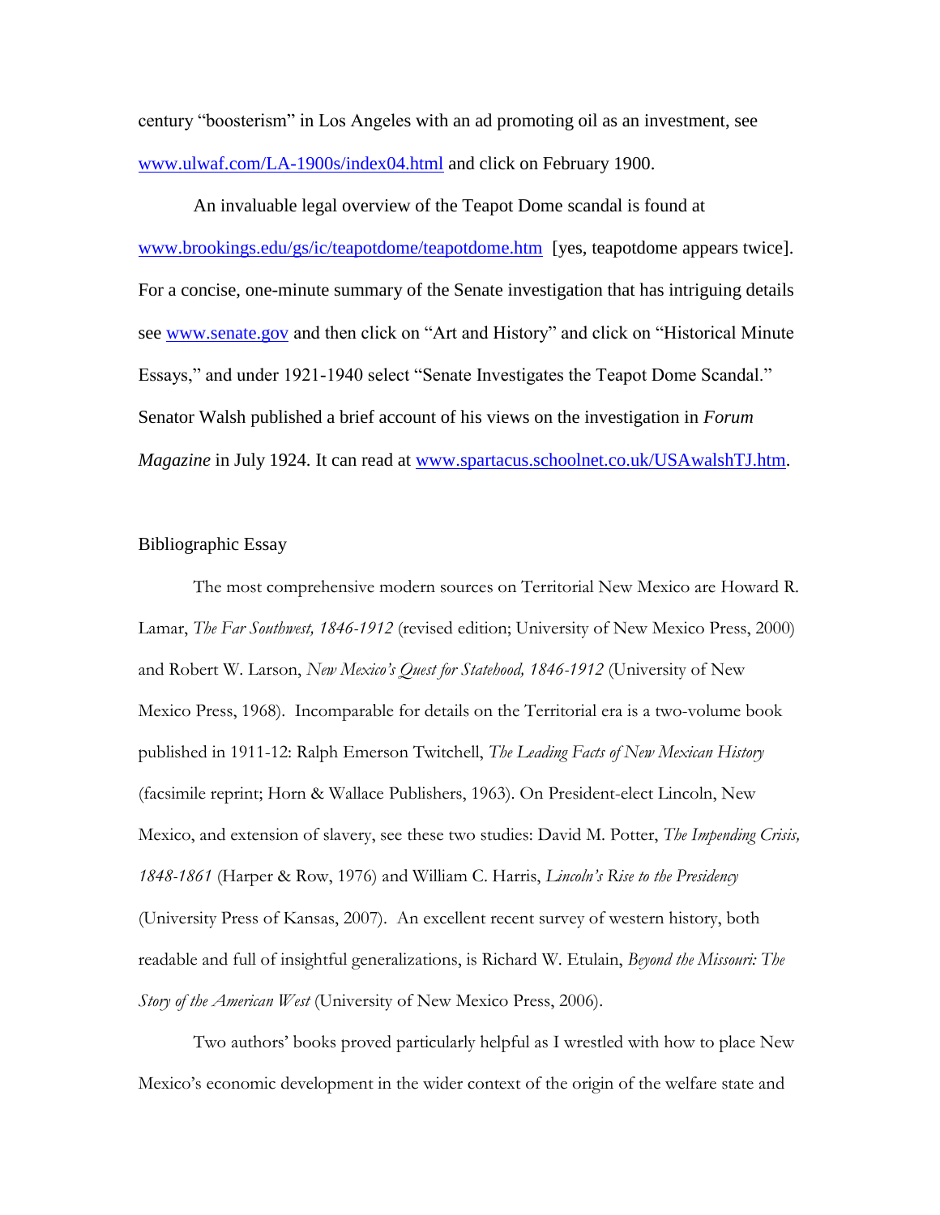century “boosterism” in Los Angeles with an ad promoting oil as an investment, see www.ulwaf.com/LA-1900s/index04.html and click on February 1900.

An invaluable legal overview of the Teapot Dome scandal is found at www.brookings.edu/gs/ic/teapotdome/teapotdome.htm [yes, teapotdome appears twice]. For a concise, one-minute summary of the Senate investigation that has intriguing details see www.senate.gov and then click on “Art and History” and click on “Historical Minute Essays,” and under 1921-1940 select “Senate Investigates the Teapot Dome Scandal.” Senator Walsh published a brief account of his views on the investigation in *Forum Magazine* in July 1924. It can read at www.spartacus.schoolnet.co.uk/USAwalshTJ.htm.

## Bibliographic Essay

The most comprehensive modern sources on Territorial New Mexico are Howard R. Lamar, *The Far Southwest, 1846-1912* (revised edition; University of New Mexico Press, 2000) and Robert W. Larson, *New Mexico's Quest for Statehood, 1846-1912* (University of New Mexico Press, 1968). Incomparable for details on the Territorial era is a two-volume book published in 1911-12: Ralph Emerson Twitchell, *The Leading Facts of New Mexican History* (facsimile reprint; Horn & Wallace Publishers, 1963). On President-elect Lincoln, New Mexico, and extension of slavery, see these two studies: David M. Potter, *The Impending Crisis, 1848-1861* (Harper & Row, 1976) and William C. Harris, *Lincoln's Rise to the Presidency* (University Press of Kansas, 2007). An excellent recent survey of western history, both readable and full of insightful generalizations, is Richard W. Etulain, *Beyond the Missouri: The Story of the American West* (University of New Mexico Press, 2006).

Two authors' books proved particularly helpful as I wrestled with how to place New Mexico's economic development in the wider context of the origin of the welfare state and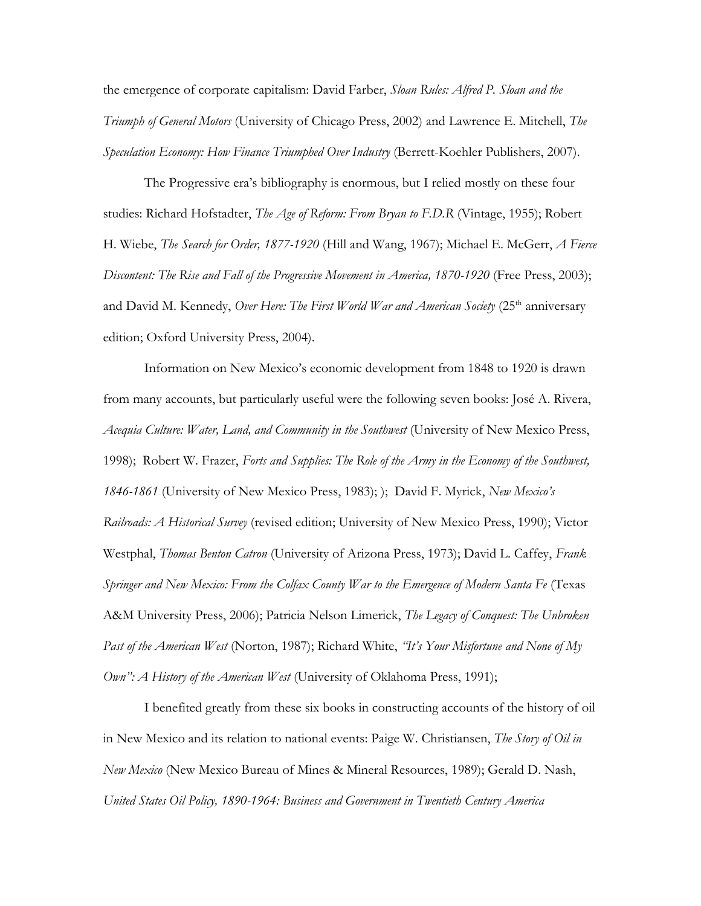the emergence of corporate capitalism: David Farber, *Sloan Rules: Alfred P. Sloan and the Triumph of General Motors* (University of Chicago Press, 2002) and Lawrence E. Mitchell, *The Speculation Economy: How Finance Triumphed Over Industry* (Berrett-Koehler Publishers, 2007).

The Progressive era's bibliography is enormous, but I relied mostly on these four studies: Richard Hofstadter, *The Age of Reform: From Bryan to F.D.R* (Vintage, 1955); Robert H. Wiebe, *The Search for Order, 1877-1920* (Hill and Wang, 1967); Michael E. McGerr, *A Fierce Discontent: The Rise and Fall of the Progressive Movement in America, 1870-1920* (Free Press, 2003); and David M. Kennedy, *Over Here: The First World War and American Society* (25th anniversary edition; Oxford University Press, 2004).

Information on New Mexico's economic development from 1848 to 1920 is drawn from many accounts, but particularly useful were the following seven books: José A. Rivera, *Acequia Culture: Water, Land, and Community in the Southwest* (University of New Mexico Press, 1998); Robert W. Frazer, *Forts and Supplies: The Role of the Army in the Economy of the Southwest, 1846-1861* (University of New Mexico Press, 1983); ); David F. Myrick, *New Mexico's Railroads: A Historical Survey* (revised edition; University of New Mexico Press, 1990); Victor Westphal, *Thomas Benton Catron* (University of Arizona Press, 1973); David L. Caffey, *Frank Springer and New Mexico: From the Colfax County War to the Emergence of Modern Santa Fe* (Texas A&M University Press, 2006); Patricia Nelson Limerick, *The Legacy of Conquest: The Unbroken Past of the American West* (Norton, 1987); Richard White, *"It's Your Misfortune and None of My Own": A History of the American West* (University of Oklahoma Press, 1991);

I benefited greatly from these six books in constructing accounts of the history of oil in New Mexico and its relation to national events: Paige W. Christiansen, *The Story of Oil in New Mexico* (New Mexico Bureau of Mines & Mineral Resources, 1989); Gerald D. Nash, *United States Oil Policy, 1890-1964: Business and Government in Twentieth Century America*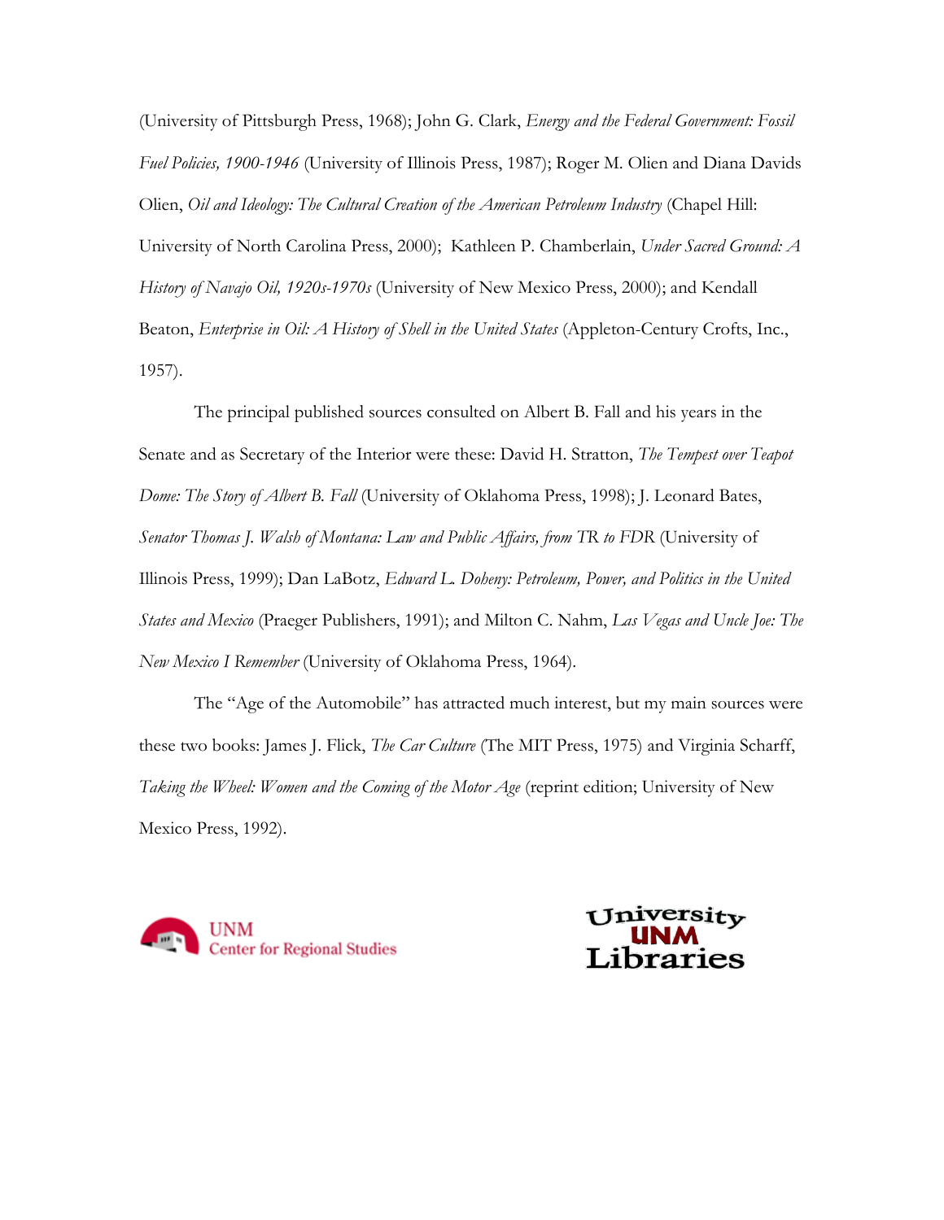(University of Pittsburgh Press, 1968); John G. Clark, *Energy and the Federal Government: Fossil Fuel Policies, 1900-1946* (University of Illinois Press, 1987); Roger M. Olien and Diana Davids Olien, *Oil and Ideology: The Cultural Creation of the American Petroleum Industry* (Chapel Hill: University of North Carolina Press, 2000); Kathleen P. Chamberlain, *Under Sacred Ground: A History of Navajo Oil, 1920s-1970s* (University of New Mexico Press, 2000); and Kendall Beaton, *Enterprise in Oil: A History of Shell in the United States* (Appleton-Century Crofts, Inc., 1957).

The principal published sources consulted on Albert B. Fall and his years in the Senate and as Secretary of the Interior were these: David H. Stratton, *The Tempest over Teapot Dome: The Story of Albert B. Fall* (University of Oklahoma Press, 1998); J. Leonard Bates, *Senator Thomas J. Walsh of Montana: Law and Public Affairs, from TR to FDR* (University of Illinois Press, 1999); Dan LaBotz, *Edward L. Doheny: Petroleum, Power, and Politics in the United States and Mexico* (Praeger Publishers, 1991); and Milton C. Nahm, *Las Vegas and Uncle Joe: The New Mexico I Remember* (University of Oklahoma Press, 1964).

The "Age of the Automobile" has attracted much interest, but my main sources were these two books: James J. Flick, *The Car Culture* (The MIT Press, 1975) and Virginia Scharff, *Taking the Wheel: Women and the Coming of the Motor Age* (reprint edition; University of New Mexico Press, 1992).

UNM Center for Regional Studies

University UNM Libraries